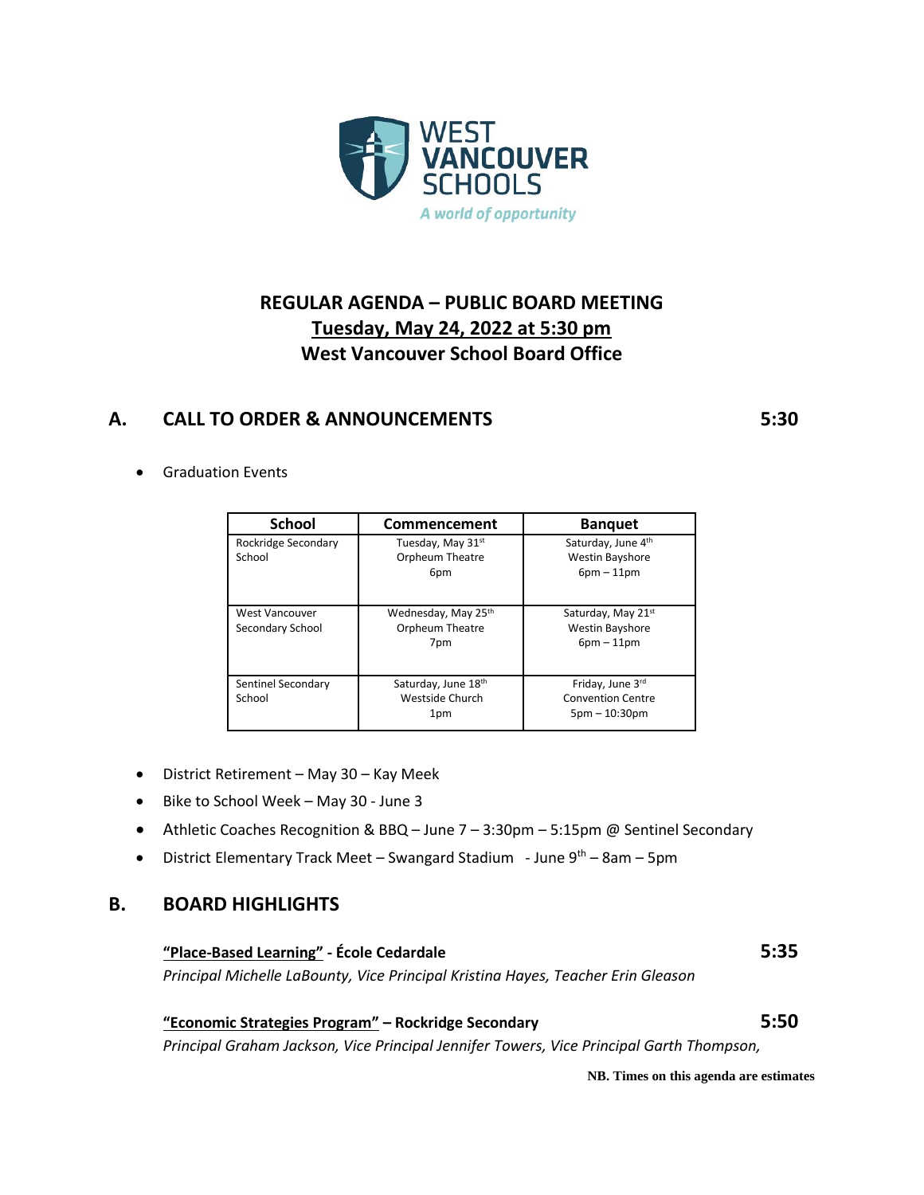WEST VANCOUVER SCHOOLS

*A world of opportunity*

# REGULAR AGENDA – PUBLIC BOARD MEETING
## Tuesday, May 24, 2022 at 5:30 pm
## West Vancouver School Board Office

## A. CALL TO ORDER & ANNOUNCEMENTS 5:30

- Graduation Events

| School | Commencement | Banquet |
|---|---|---|
| Rockridge Secondary School | Tuesday, May 31st<br>Orpheum Theatre<br>6pm | Saturday, June 4th<br>Westin Bayshore<br>6pm – 11pm |
| West Vancouver Secondary School | Wednesday, May 25th<br>Orpheum Theatre<br>7pm | Saturday, May 21st<br>Westin Bayshore<br>6pm – 11pm |
| Sentinel Secondary School | Saturday, June 18th<br>Westside Church<br>1pm | Friday, June 3rd<br>Convention Centre<br>5pm – 10:30pm |

- District Retirement – May 30 – Kay Meek
- Bike to School Week – May 30 - June 3
- Athletic Coaches Recognition & BBQ – June 7 – 3:30pm – 5:15pm @ Sentinel Secondary
- District Elementary Track Meet – Swangard Stadium - June 9th – 8am – 5pm

## B. BOARD HIGHLIGHTS

**"Place-Based Learning" - École Cedardale** **5:35**
*Principal Michelle LaBounty, Vice Principal Kristina Hayes, Teacher Erin Gleason*

**"Economic Strategies Program" – Rockridge Secondary** **5:50**
*Principal Graham Jackson, Vice Principal Jennifer Towers, Vice Principal Garth Thompson,*

**NB. Times on this agenda are estimates**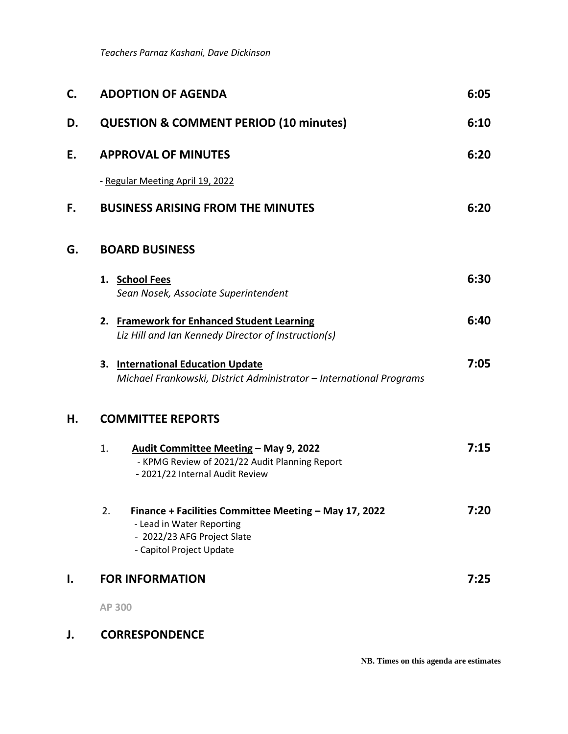*Teachers Parnaz Kashani, Dave Dickinson*

## C. ADOPTION OF AGENDA — 6:05

## D. QUESTION & COMMENT PERIOD (10 minutes) — 6:10

## E. APPROVAL OF MINUTES — 6:20

- Regular Meeting April 19, 2022

## F. BUSINESS ARISING FROM THE MINUTES — 6:20

## G. BOARD BUSINESS

1. **School Fees** — 6:30
   *Sean Nosek, Associate Superintendent*

2. **Framework for Enhanced Student Learning** — 6:40
   *Liz Hill and Ian Kennedy Director of Instruction(s)*

3. **International Education Update** — 7:05
   *Michael Frankowski, District Administrator – International Programs*

## H. COMMITTEE REPORTS

1. **Audit Committee Meeting – May 9, 2022** — 7:15
   - KPMG Review of 2021/22 Audit Planning Report
   - 2021/22 Internal Audit Review

2. **Finance + Facilities Committee Meeting – May 17, 2022** — 7:20
   - Lead in Water Reporting
   - 2022/23 AFG Project Slate
   - Capitol Project Update

## I. FOR INFORMATION — 7:25

**AP 300**

## J. CORRESPONDENCE

**NB. Times on this agenda are estimates**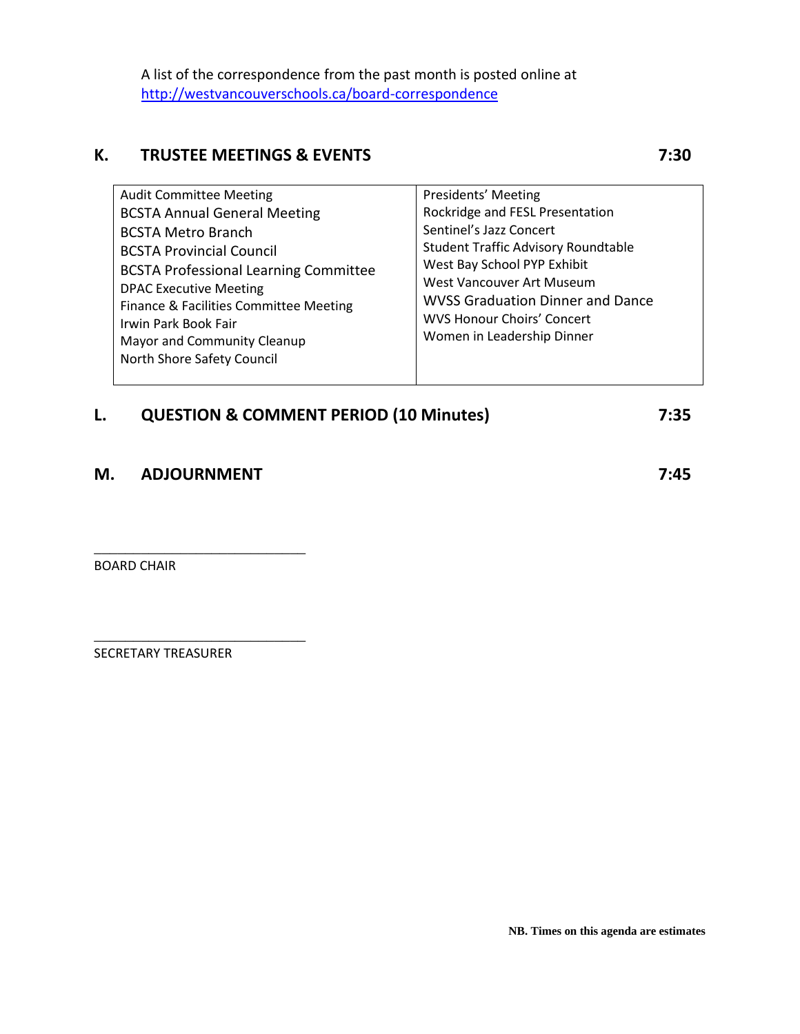A list of the correspondence from the past month is posted online at http://westvancouverschools.ca/board-correspondence

## K. TRUSTEE MEETINGS & EVENTS 7:30

| | |
|---|---|
| Audit Committee Meeting<br>BCSTA Annual General Meeting<br>BCSTA Metro Branch<br>BCSTA Provincial Council<br>BCSTA Professional Learning Committee<br>DPAC Executive Meeting<br>Finance & Facilities Committee Meeting<br>Irwin Park Book Fair<br>Mayor and Community Cleanup<br>North Shore Safety Council | Presidents' Meeting<br>Rockridge and FESL Presentation<br>Sentinel's Jazz Concert<br>Student Traffic Advisory Roundtable<br>West Bay School PYP Exhibit<br>West Vancouver Art Museum<br>WVSS Graduation Dinner and Dance<br>WVS Honour Choirs' Concert<br>Women in Leadership Dinner |

## L. QUESTION & COMMENT PERIOD (10 Minutes) 7:35

## M. ADJOURNMENT 7:45

______________________________
BOARD CHAIR

______________________________
SECRETARY TREASURER

**NB. Times on this agenda are estimates**